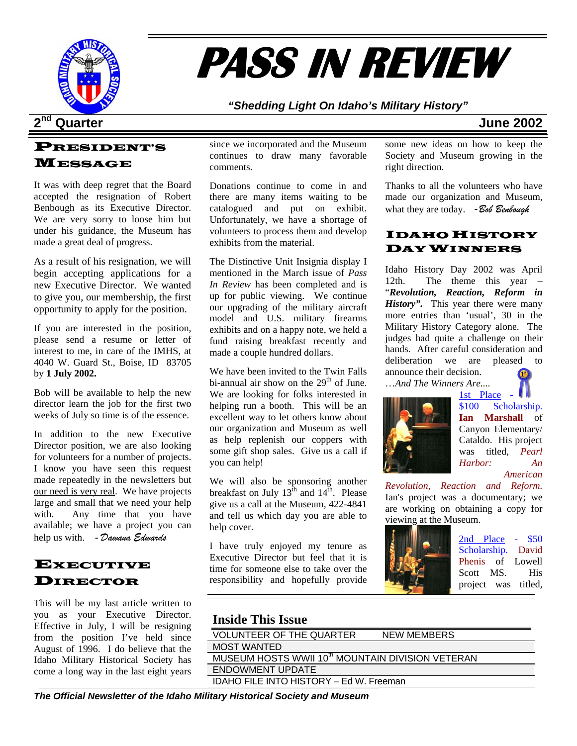# PASS IN REVIEW

*"Shedding Light On Idaho's Military History"*

**2nd Quarter** **June 2002**

## President's Message

It was with deep regret that the Board accepted the resignation of Robert Benbough as its Executive Director. We are very sorry to loose him but under his guidance, the Museum has made a great deal of progress.

As a result of his resignation, we will begin accepting applications for a new Executive Director. We wanted to give you, our membership, the first opportunity to apply for the position.

If you are interested in the position, please send a resume or letter of interest to me, in care of the IMHS, at 4040 W. Guard St., Boise, ID 83705 by **1 July 2002.**

Bob will be available to help the new director learn the job for the first two weeks of July so time is of the essence.

In addition to the new Executive Director position, we are also looking for volunteers for a number of projects. I know you have seen this request made repeatedly in the newsletters but our need is very real. We have projects large and small that we need your help with. Any time that you have available; we have a project you can help us with. *- Dawana Edwards*

## Executive Director

This will be my last article written to you as your Executive Director. Effective in July, I will be resigning from the position I've held since August of 1996. I do believe that the Idaho Military Historical Society has come a long way in the last eight years since we incorporated and the Museum continues to draw many favorable comments.

Donations continue to come in and there are many items waiting to be catalogued and put on exhibit. Unfortunately, we have a shortage of volunteers to process them and develop exhibits from the material.

The Distinctive Unit Insignia display I mentioned in the March issue of *Pass In Review* has been completed and is up for public viewing. We continue our upgrading of the military aircraft model and U.S. military firearms exhibits and on a happy note, we held a fund raising breakfast recently and made a couple hundred dollars.

We have been invited to the Twin Falls bi-annual air show on the 29th of June. We are looking for folks interested in helping run a booth. This will be an excellent way to let others know about our organization and Museum as well as help replenish our coppers with some gift shop sales. Give us a call if you can help!

We will also be sponsoring another breakfast on July 13th and 14th. Please give us a call at the Museum, 422-4841 and tell us which day you are able to help cover.

I have truly enjoyed my tenure as Executive Director but feel that it is time for someone else to take over the responsibility and hopefully provide some new ideas on how to keep the Society and Museum growing in the right direction.

Thanks to all the volunteers who have made our organization and Museum, what they are today. *-Bob Benbough*

## Idaho History Day Winners

Idaho History Day 2002 was April 12th. The theme this year – "***Revolution, Reaction, Reform in History".*** This year there were many more entries than 'usual', 30 in the Military History Category alone. The judges had quite a challenge on their hands. After careful consideration and deliberation we are pleased to announce their decision.

*…And The Winners Are....*

1st Place - $100 Scholarship. **Ian Marshall** of Canyon Elementary/ Cataldo. His project was titled, *Pearl Harbor: An American Revolution, Reaction and Reform.* Ian's project was a documentary; we are working on obtaining a copy for viewing at the Museum.

2nd Place - $50 Scholarship. David Phenis of Lowell Scott MS. His project was titled,

## Inside This Issue

- VOLUNTEER OF THE QUARTER
- NEW MEMBERS
- MOST WANTED
- MUSEUM HOSTS WWII 10th MOUNTAIN DIVISION VETERAN
- ENDOWMENT UPDATE
- IDAHO FILE INTO HISTORY – Ed W. Freeman

***The Official Newsletter of the Idaho Military Historical Society and Museum***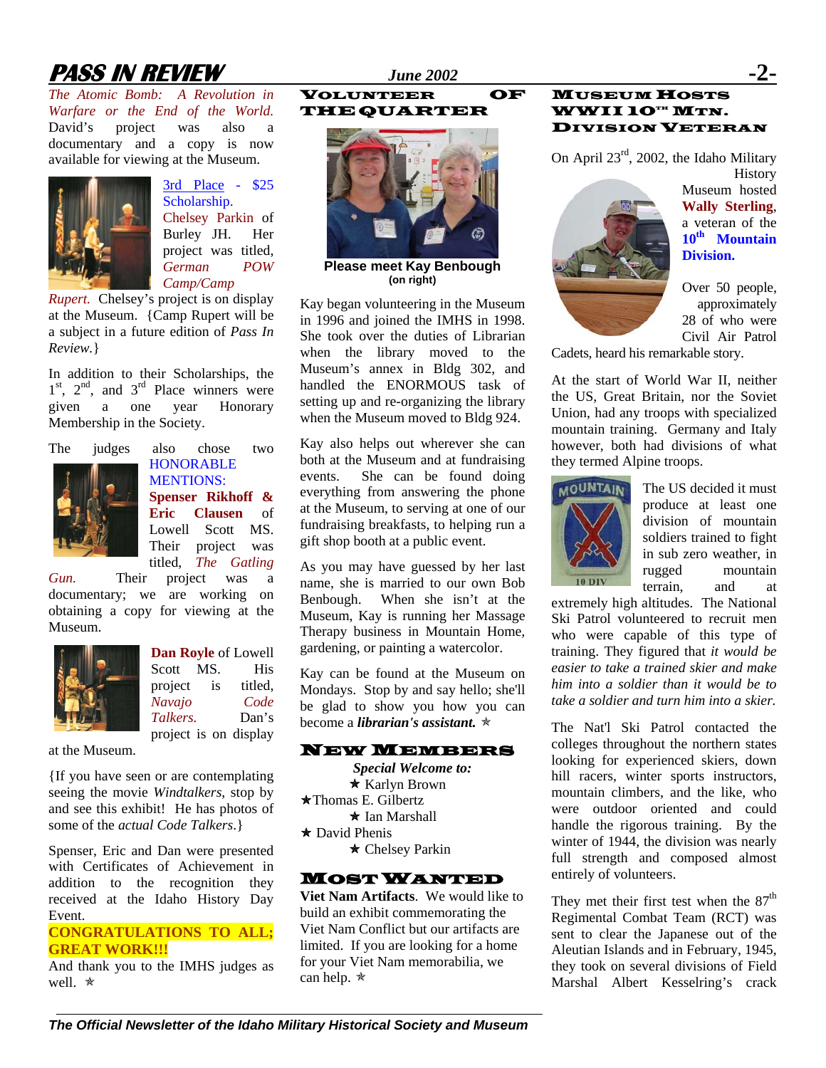*The Atomic Bomb: A Revolution in Warfare or the End of the World.* David's project was also a documentary and a copy is now available for viewing at the Museum.

3rd Place - $25 Scholarship. Chelsey Parkin of Burley JH. Her project was titled, *German POW Camp/Camp Rupert.* Chelsey's project is on display at the Museum. {Camp Rupert will be a subject in a future edition of *Pass In Review.*}

In addition to their Scholarships, the 1st, 2nd, and 3rd Place winners were given a one year Honorary Membership in the Society.

The judges also chose two HONORABLE MENTIONS: **Spenser Rikhoff & Eric Clausen** of Lowell Scott MS. Their project was titled, *The Gatling Gun.* Their project was a documentary; we are working on obtaining a copy for viewing at the Museum.

**Dan Royle** of Lowell Scott MS. His project is titled, *Navajo Code Talkers.* Dan's project is on display at the Museum.

{If you have seen or are contemplating seeing the movie *Windtalkers*, stop by and see this exhibit! He has photos of some of the *actual Code Talkers*.}

Spenser, Eric and Dan were presented with Certificates of Achievement in addition to the recognition they received at the Idaho History Day Event.

**CONGRATULATIONS TO ALL; GREAT WORK!!!**

And thank you to the IMHS judges as well. ✯

## VOLUNTEER OF THE QUARTER

**Please meet Kay Benbough**
**(on right)**

Kay began volunteering in the Museum in 1996 and joined the IMHS in 1998. She took over the duties of Librarian when the library moved to the Museum's annex in Bldg 302, and handled the ENORMOUS task of setting up and re-organizing the library when the Museum moved to Bldg 924.

Kay also helps out wherever she can both at the Museum and at fundraising events. She can be found doing everything from answering the phone at the Museum, to serving at one of our fundraising breakfasts, to helping run a gift shop booth at a public event.

As you may have guessed by her last name, she is married to our own Bob Benbough. When she isn't at the Museum, Kay is running her Massage Therapy business in Mountain Home, gardening, or painting a watercolor.

Kay can be found at the Museum on Mondays. Stop by and say hello; she'll be glad to show you how you can become a ***librarian's assistant.*** ✯

## NEW MEMBERS

*Special Welcome to:*

★ Karlyn Brown
★ Thomas E. Gilbertz
★ Ian Marshall
★ David Phenis
★ Chelsey Parkin

## MOST WANTED

**Viet Nam Artifacts**. We would like to build an exhibit commemorating the Viet Nam Conflict but our artifacts are limited. If you are looking for a home for your Viet Nam memorabilia, we can help. ✯

## MUSEUM HOSTS WWII 10TH MTN. DIVISION VETERAN

On April 23rd, 2002, the Idaho Military History Museum hosted **Wally Sterling**, a veteran of the **10th Mountain Division.**

Over 50 people, approximately 28 of who were Civil Air Patrol Cadets, heard his remarkable story.

At the start of World War II, neither the US, Great Britain, nor the Soviet Union, had any troops with specialized mountain training. Germany and Italy however, both had divisions of what they termed Alpine troops.

MOUNTAIN
10 DIV

The US decided it must produce at least one division of mountain soldiers trained to fight in sub zero weather, in rugged mountain terrain, and at extremely high altitudes. The National Ski Patrol volunteered to recruit men who were capable of this type of training. They figured that *it would be easier to take a trained skier and make him into a soldier than it would be to take a soldier and turn him into a skier.*

The Nat'l Ski Patrol contacted the colleges throughout the northern states looking for experienced skiers, down hill racers, winter sports instructors, mountain climbers, and the like, who were outdoor oriented and could handle the rigorous training. By the winter of 1944, the division was nearly full strength and composed almost entirely of volunteers.

They met their first test when the 87th Regimental Combat Team (RCT) was sent to clear the Japanese out of the Aleutian Islands and in February, 1945, they took on several divisions of Field Marshal Albert Kesselring's crack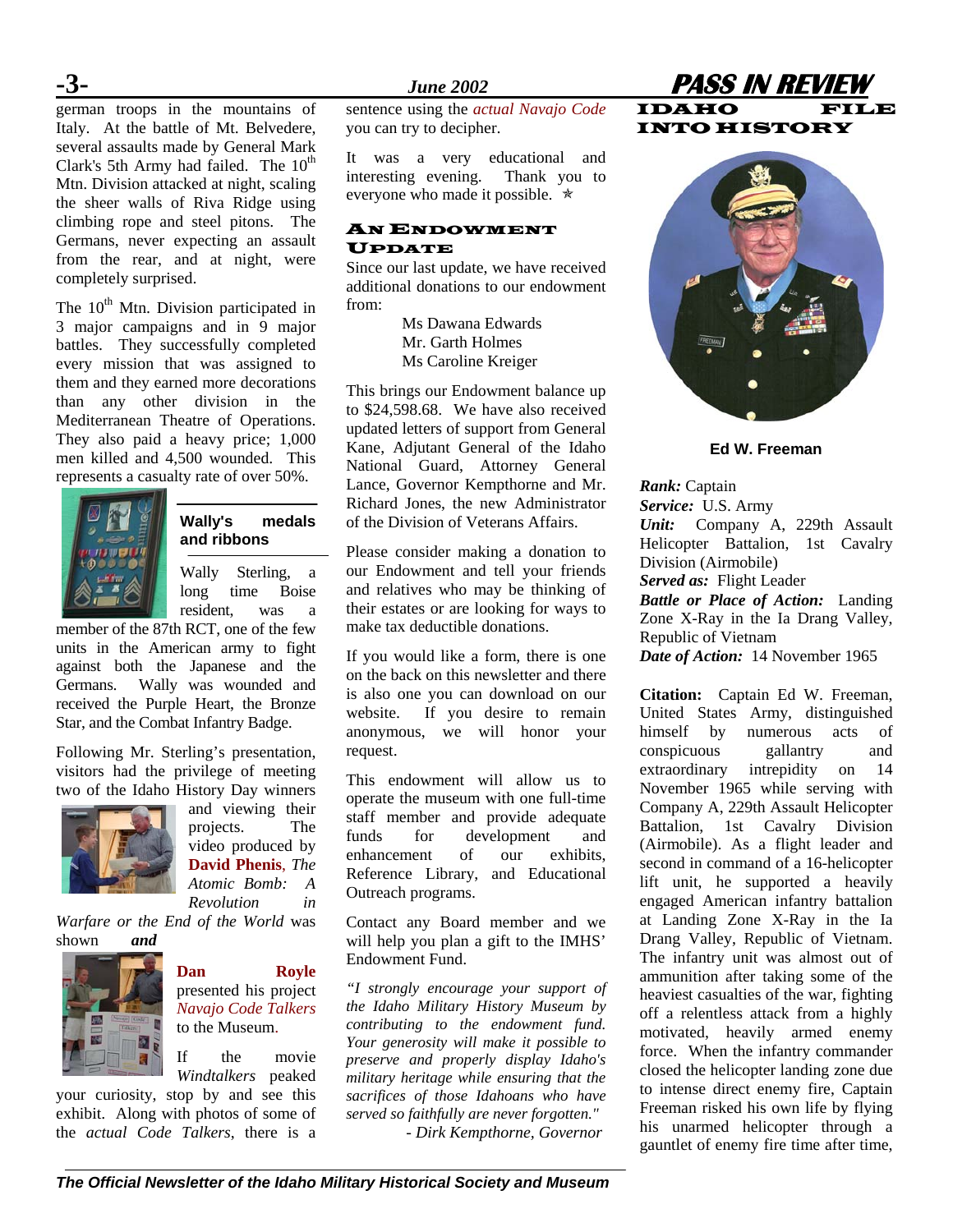german troops in the mountains of Italy. At the battle of Mt. Belvedere, several assaults made by General Mark Clark's 5th Army had failed. The 10th Mtn. Division attacked at night, scaling the sheer walls of Riva Ridge using climbing rope and steel pitons. The Germans, never expecting an assault from the rear, and at night, were completely surprised.

The 10th Mtn. Division participated in 3 major campaigns and in 9 major battles. They successfully completed every mission that was assigned to them and they earned more decorations than any other division in the Mediterranean Theatre of Operations. They also paid a heavy price; 1,000 men killed and 4,500 wounded. This represents a casualty rate of over 50%.

**Wally's medals and ribbons**

Wally Sterling, a long time Boise resident, was a member of the 87th RCT, one of the few units in the American army to fight against both the Japanese and the Germans. Wally was wounded and received the Purple Heart, the Bronze Star, and the Combat Infantry Badge.

Following Mr. Sterling's presentation, visitors had the privilege of meeting two of the Idaho History Day winners and viewing their projects. The video produced by **David Phenis**, *The Atomic Bomb: A Revolution in Warfare or the End of the World* was shown ***and***

**Dan Royle** presented his project *Navajo Code Talkers* to the Museum.

If the movie *Windtalkers* peaked your curiosity, stop by and see this exhibit. Along with photos of some of the *actual Code Talkers*, there is a sentence using the *actual Navajo Code* you can try to decipher.

It was a very educational and interesting evening. Thank you to everyone who made it possible. ✯

## An Endowment Update

Since our last update, we have received additional donations to our endowment from:

Ms Dawana Edwards
Mr. Garth Holmes
Ms Caroline Kreiger

This brings our Endowment balance up to $24,598.68. We have also received updated letters of support from General Kane, Adjutant General of the Idaho National Guard, Attorney General Lance, Governor Kempthorne and Mr. Richard Jones, the new Administrator of the Division of Veterans Affairs.

Please consider making a donation to our Endowment and tell your friends and relatives who may be thinking of their estates or are looking for ways to make tax deductible donations.

If you would like a form, there is one on the back on this newsletter and there is also one you can download on our website. If you desire to remain anonymous, we will honor your request.

This endowment will allow us to operate the museum with one full-time staff member and provide adequate funds for development and enhancement of our exhibits, Reference Library, and Educational Outreach programs.

Contact any Board member and we will help you plan a gift to the IMHS' Endowment Fund.

*"I strongly encourage your support of the Idaho Military History Museum by contributing to the endowment fund. Your generosity will make it possible to preserve and properly display Idaho's military heritage while ensuring that the sacrifices of those Idahoans who have served so faithfully are never forgotten."*
*- Dirk Kempthorne, Governor*

## IDAHO FILE INTO HISTORY

**Ed W. Freeman**

***Rank:*** Captain
***Service:*** U.S. Army
***Unit:*** Company A, 229th Assault Helicopter Battalion, 1st Cavalry Division (Airmobile)
***Served as:*** Flight Leader
***Battle or Place of Action:*** Landing Zone X-Ray in the Ia Drang Valley, Republic of Vietnam
***Date of Action:*** 14 November 1965

**Citation:** Captain Ed W. Freeman, United States Army, distinguished himself by numerous acts of conspicuous gallantry and extraordinary intrepidity on 14 November 1965 while serving with Company A, 229th Assault Helicopter Battalion, 1st Cavalry Division (Airmobile). As a flight leader and second in command of a 16-helicopter lift unit, he supported a heavily engaged American infantry battalion at Landing Zone X-Ray in the Ia Drang Valley, Republic of Vietnam. The infantry unit was almost out of ammunition after taking some of the heaviest casualties of the war, fighting off a relentless attack from a highly motivated, heavily armed enemy force. When the infantry commander closed the helicopter landing zone due to intense direct enemy fire, Captain Freeman risked his own life by flying his unarmed helicopter through a gauntlet of enemy fire time after time,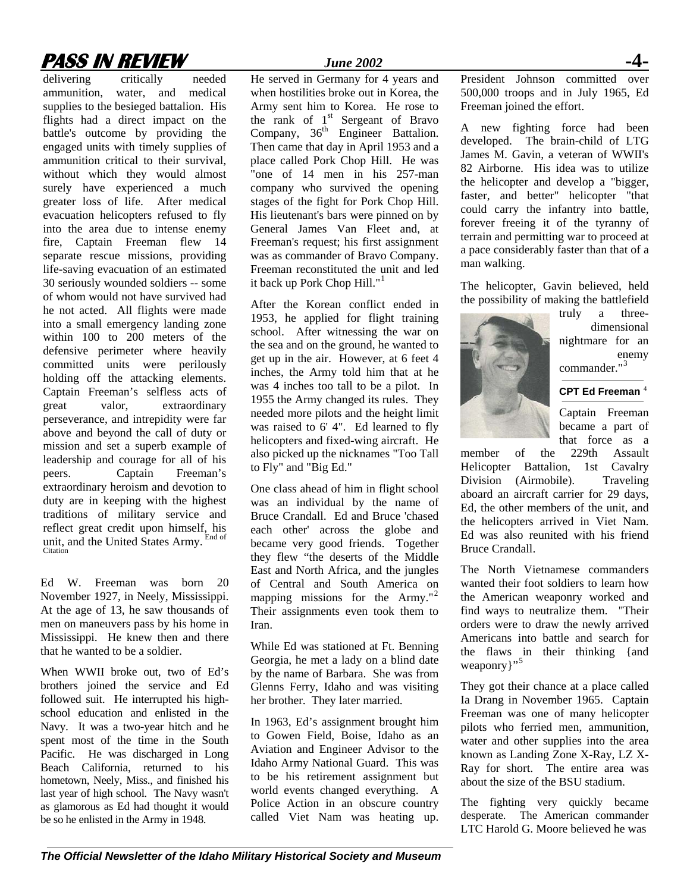delivering critically needed ammunition, water, and medical supplies to the besieged battalion. His flights had a direct impact on the battle's outcome by providing the engaged units with timely supplies of ammunition critical to their survival, without which they would almost surely have experienced a much greater loss of life. After medical evacuation helicopters refused to fly into the area due to intense enemy fire, Captain Freeman flew 14 separate rescue missions, providing life-saving evacuation of an estimated 30 seriously wounded soldiers -- some of whom would not have survived had he not acted. All flights were made into a small emergency landing zone within 100 to 200 meters of the defensive perimeter where heavily committed units were perilously holding off the attacking elements. Captain Freeman's selfless acts of great valor, extraordinary perseverance, and intrepidity were far above and beyond the call of duty or mission and set a superb example of leadership and courage for all of his peers. Captain Freeman's extraordinary heroism and devotion to duty are in keeping with the highest traditions of military service and reflect great credit upon himself, his unit, and the United States Army. End of Citation

Ed W. Freeman was born 20 November 1927, in Neely, Mississippi. At the age of 13, he saw thousands of men on maneuvers pass by his home in Mississippi. He knew then and there that he wanted to be a soldier.

When WWII broke out, two of Ed's brothers joined the service and Ed followed suit. He interrupted his high-school education and enlisted in the Navy. It was a two-year hitch and he spent most of the time in the South Pacific. He was discharged in Long Beach California, returned to his hometown, Neely, Miss., and finished his last year of high school. The Navy wasn't as glamorous as Ed had thought it would be so he enlisted in the Army in 1948.

He served in Germany for 4 years and when hostilities broke out in Korea, the Army sent him to Korea. He rose to the rank of 1st Sergeant of Bravo Company, 36th Engineer Battalion. Then came that day in April 1953 and a place called Pork Chop Hill. He was "one of 14 men in his 257-man company who survived the opening stages of the fight for Pork Chop Hill. His lieutenant's bars were pinned on by General James Van Fleet and, at Freeman's request; his first assignment was as commander of Bravo Company. Freeman reconstituted the unit and led it back up Pork Chop Hill."[1]

After the Korean conflict ended in 1953, he applied for flight training school. After witnessing the war on the sea and on the ground, he wanted to get up in the air. However, at 6 feet 4 inches, the Army told him that at he was 4 inches too tall to be a pilot. In 1955 the Army changed its rules. They needed more pilots and the height limit was raised to 6' 4". Ed learned to fly helicopters and fixed-wing aircraft. He also picked up the nicknames "Too Tall to Fly" and "Big Ed."

One class ahead of him in flight school was an individual by the name of Bruce Crandall. Ed and Bruce 'chased each other' across the globe and became very good friends. Together they flew "the deserts of the Middle East and North Africa, and the jungles of Central and South America on mapping missions for the Army."[2] Their assignments even took them to Iran.

While Ed was stationed at Ft. Benning Georgia, he met a lady on a blind date by the name of Barbara. She was from Glenns Ferry, Idaho and was visiting her brother. They later married.

In 1963, Ed's assignment brought him to Gowen Field, Boise, Idaho as an Aviation and Engineer Advisor to the Idaho Army National Guard. This was to be his retirement assignment but world events changed everything. A Police Action in an obscure country called Viet Nam was heating up. President Johnson committed over 500,000 troops and in July 1965, Ed Freeman joined the effort.

A new fighting force had been developed. The brain-child of LTG James M. Gavin, a veteran of WWII's 82 Airborne. His idea was to utilize the helicopter and develop a "bigger, faster, and better" helicopter "that could carry the infantry into battle, forever freeing it of the tyranny of terrain and permitting war to proceed at a pace considerably faster than that of a man walking.

The helicopter, Gavin believed, held the possibility of making the battlefield truly a three-dimensional nightmare for an enemy commander."[3]

**CPT Ed Freeman** [4]

Captain Freeman became a part of that force as a member of the 229th Assault Helicopter Battalion, 1st Cavalry Division (Airmobile). Traveling aboard an aircraft carrier for 29 days, Ed, the other members of the unit, and the helicopters arrived in Viet Nam. Ed was also reunited with his friend Bruce Crandall.

The North Vietnamese commanders wanted their foot soldiers to learn how the American weaponry worked and find ways to neutralize them. "Their orders were to draw the newly arrived Americans into battle and search for the flaws in their thinking {and weaponry}"[5]

They got their chance at a place called Ia Drang in November 1965. Captain Freeman was one of many helicopter pilots who ferried men, ammunition, water and other supplies into the area known as Landing Zone X-Ray, LZ X-Ray for short. The entire area was about the size of the BSU stadium.

The fighting very quickly became desperate. The American commander LTC Harold G. Moore believed he was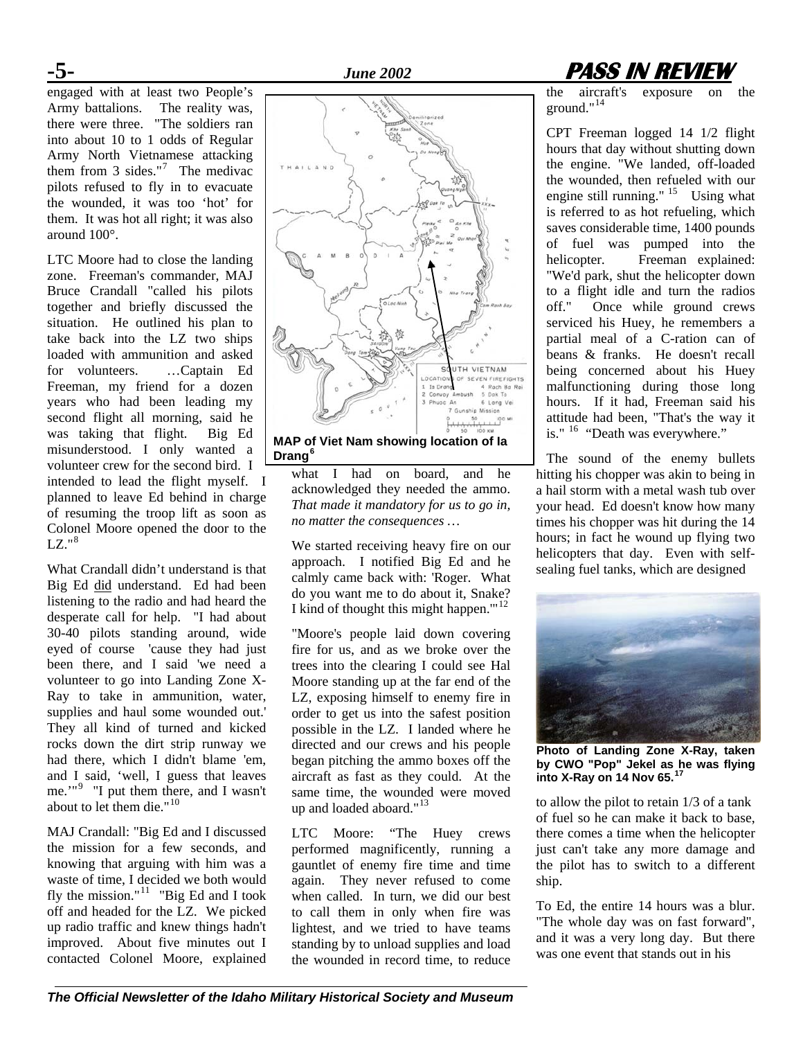engaged with at least two People's Army battalions. The reality was, there were three. "The soldiers ran into about 10 to 1 odds of Regular Army North Vietnamese attacking them from 3 sides."[7] The medivac pilots refused to fly in to evacuate the wounded, it was too 'hot' for them. It was hot all right; it was also around 100°.

LTC Moore had to close the landing zone. Freeman's commander, MAJ Bruce Crandall "called his pilots together and briefly discussed the situation. He outlined his plan to take back into the LZ two ships loaded with ammunition and asked for volunteers. …Captain Ed Freeman, my friend for a dozen years who had been leading my second flight all morning, said he was taking that flight. Big Ed misunderstood. I only wanted a volunteer crew for the second bird. I intended to lead the flight myself. I planned to leave Ed behind in charge of resuming the troop lift as soon as Colonel Moore opened the door to the LZ."[8]

What Crandall didn't understand is that Big Ed did understand. Ed had been listening to the radio and had heard the desperate call for help. "I had about 30-40 pilots standing around, wide eyed of course 'cause they had just been there, and I said 'we need a volunteer to go into Landing Zone X-Ray to take in ammunition, water, supplies and haul some wounded out.' They all kind of turned and kicked rocks down the dirt strip runway we had there, which I didn't blame 'em, and I said, 'well, I guess that leaves me.'"[9] "I put them there, and I wasn't about to let them die."[10]

MAJ Crandall: "Big Ed and I discussed the mission for a few seconds, and knowing that arguing with him was a waste of time, I decided we both would fly the mission."[11] "Big Ed and I took off and headed for the LZ. We picked up radio traffic and knew things hadn't improved. About five minutes out I contacted Colonel Moore, explained what I had on board, and he acknowledged they needed the ammo. *That made it mandatory for us to go in, no matter the consequences …*

MAP of Viet Nam showing location of Ia Drang[6]

We started receiving heavy fire on our approach. I notified Big Ed and he calmly came back with: 'Roger. What do you want me to do about it, Snake? I kind of thought this might happen.'"[12]

"Moore's people laid down covering fire for us, and as we broke over the trees into the clearing I could see Hal Moore standing up at the far end of the LZ, exposing himself to enemy fire in order to get us into the safest position possible in the LZ. I landed where he directed and our crews and his people began pitching the ammo boxes off the aircraft as fast as they could. At the same time, the wounded were moved up and loaded aboard."[13]

LTC Moore: "The Huey crews performed magnificently, running a gauntlet of enemy fire time and time again. They never refused to come when called. In turn, we did our best to call them in only when fire was lightest, and we tried to have teams standing by to unload supplies and load the wounded in record time, to reduce the aircraft's exposure on the ground."[14]

CPT Freeman logged 14 1/2 flight hours that day without shutting down the engine. "We landed, off-loaded the wounded, then refueled with our engine still running."[15] Using what is referred to as hot refueling, which saves considerable time, 1400 pounds of fuel was pumped into the helicopter. Freeman explained: "We'd park, shut the helicopter down to a flight idle and turn the radios off." Once while ground crews serviced his Huey, he remembers a partial meal of a C-ration can of beans & franks. He doesn't recall being concerned about his Huey malfunctioning during those long hours. If it had, Freeman said his attitude had been, "That's the way it is."[16] "Death was everywhere."

The sound of the enemy bullets hitting his chopper was akin to being in a hail storm with a metal wash tub over your head. Ed doesn't know how many times his chopper was hit during the 14 hours; in fact he wound up flying two helicopters that day. Even with self-sealing fuel tanks, which are designed to allow the pilot to retain 1/3 of a tank of fuel so he can make it back to base, there comes a time when the helicopter just can't take any more damage and the pilot has to switch to a different ship.

**Photo of Landing Zone X-Ray, taken by CWO "Pop" Jekel as he was flying into X-Ray on 14 Nov 65.[17]**

To Ed, the entire 14 hours was a blur. "The whole day was on fast forward", and it was a very long day. But there was one event that stands out in his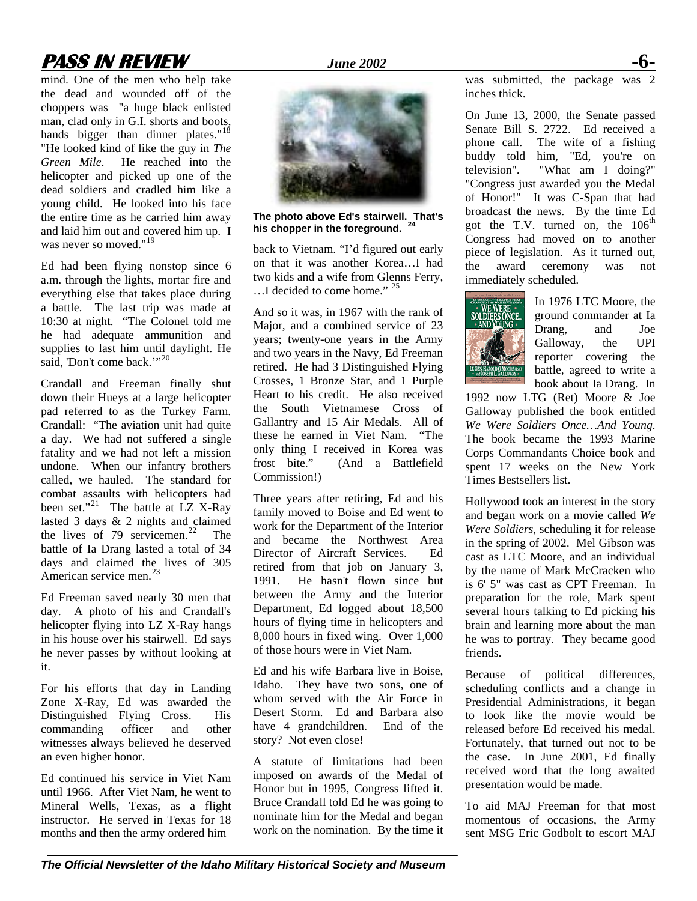mind. One of the men who help take the dead and wounded off of the choppers was "a huge black enlisted man, clad only in G.I. shorts and boots, hands bigger than dinner plates."[18] "He looked kind of like the guy in *The Green Mile*. He reached into the helicopter and picked up one of the dead soldiers and cradled him like a young child. He looked into his face the entire time as he carried him away and laid him out and covered him up. I was never so moved."[19]

Ed had been flying nonstop since 6 a.m. through the lights, mortar fire and everything else that takes place during a battle. The last trip was made at 10:30 at night. "The Colonel told me he had adequate ammunition and supplies to last him until daylight. He said, 'Don't come back.'"[20]

Crandall and Freeman finally shut down their Hueys at a large helicopter pad referred to as the Turkey Farm. Crandall: "The aviation unit had quite a day. We had not suffered a single fatality and we had not left a mission undone. When our infantry brothers called, we hauled. The standard for combat assaults with helicopters had been set."[21] The battle at LZ X-Ray lasted 3 days & 2 nights and claimed the lives of 79 servicemen.[22] The battle of Ia Drang lasted a total of 34 days and claimed the lives of 305 American service men.[23]

Ed Freeman saved nearly 30 men that day. A photo of his and Crandall's helicopter flying into LZ X-Ray hangs in his house over his stairwell. Ed says he never passes by without looking at it.

For his efforts that day in Landing Zone X-Ray, Ed was awarded the Distinguished Flying Cross. His commanding officer and other witnesses always believed he deserved an even higher honor.

Ed continued his service in Viet Nam until 1966. After Viet Nam, he went to Mineral Wells, Texas, as a flight instructor. He served in Texas for 18 months and then the army ordered him

**The photo above Ed's stairwell. That's his chopper in the foreground.** [24]

back to Vietnam. "I'd figured out early on that it was another Korea…I had two kids and a wife from Glenns Ferry, …I decided to come home." [25]

And so it was, in 1967 with the rank of Major, and a combined service of 23 years; twenty-one years in the Army and two years in the Navy, Ed Freeman retired. He had 3 Distinguished Flying Crosses, 1 Bronze Star, and 1 Purple Heart to his credit. He also received the South Vietnamese Cross of Gallantry and 15 Air Medals. All of these he earned in Viet Nam. "The only thing I received in Korea was frost bite." (And a Battlefield Commission!)

Three years after retiring, Ed and his family moved to Boise and Ed went to work for the Department of the Interior and became the Northwest Area Director of Aircraft Services. Ed retired from that job on January 3, 1991. He hasn't flown since but between the Army and the Interior Department, Ed logged about 18,500 hours of flying time in helicopters and 8,000 hours in fixed wing. Over 1,000 of those hours were in Viet Nam.

Ed and his wife Barbara live in Boise, Idaho. They have two sons, one of whom served with the Air Force in Desert Storm. Ed and Barbara also have 4 grandchildren. End of the story? Not even close!

A statute of limitations had been imposed on awards of the Medal of Honor but in 1995, Congress lifted it. Bruce Crandall told Ed he was going to nominate him for the Medal and began work on the nomination. By the time it was submitted, the package was 2 inches thick.

On June 13, 2000, the Senate passed Senate Bill S. 2722. Ed received a phone call. The wife of a fishing buddy told him, "Ed, you're on television". "What am I doing?" "Congress just awarded you the Medal of Honor!" It was C-Span that had broadcast the news. By the time Ed got the T.V. turned on, the 106th Congress had moved on to another piece of legislation. As it turned out, the award ceremony was not immediately scheduled.

In 1976 LTC Moore, the ground commander at Ia Drang, and Joe Galloway, the UPI reporter covering the battle, agreed to write a book about Ia Drang. In 1992 now LTG (Ret) Moore & Joe Galloway published the book entitled *We Were Soldiers Once…And Young.* The book became the 1993 Marine Corps Commandants Choice book and spent 17 weeks on the New York Times Bestsellers list.

Hollywood took an interest in the story and began work on a movie called *We Were Soldiers*, scheduling it for release in the spring of 2002. Mel Gibson was cast as LTC Moore, and an individual by the name of Mark McCracken who is 6' 5" was cast as CPT Freeman. In preparation for the role, Mark spent several hours talking to Ed picking his brain and learning more about the man he was to portray. They became good friends.

Because of political differences, scheduling conflicts and a change in Presidential Administrations, it began to look like the movie would be released before Ed received his medal. Fortunately, that turned out not to be the case. In June 2001, Ed finally received word that the long awaited presentation would be made.

To aid MAJ Freeman for that most momentous of occasions, the Army sent MSG Eric Godbolt to escort MAJ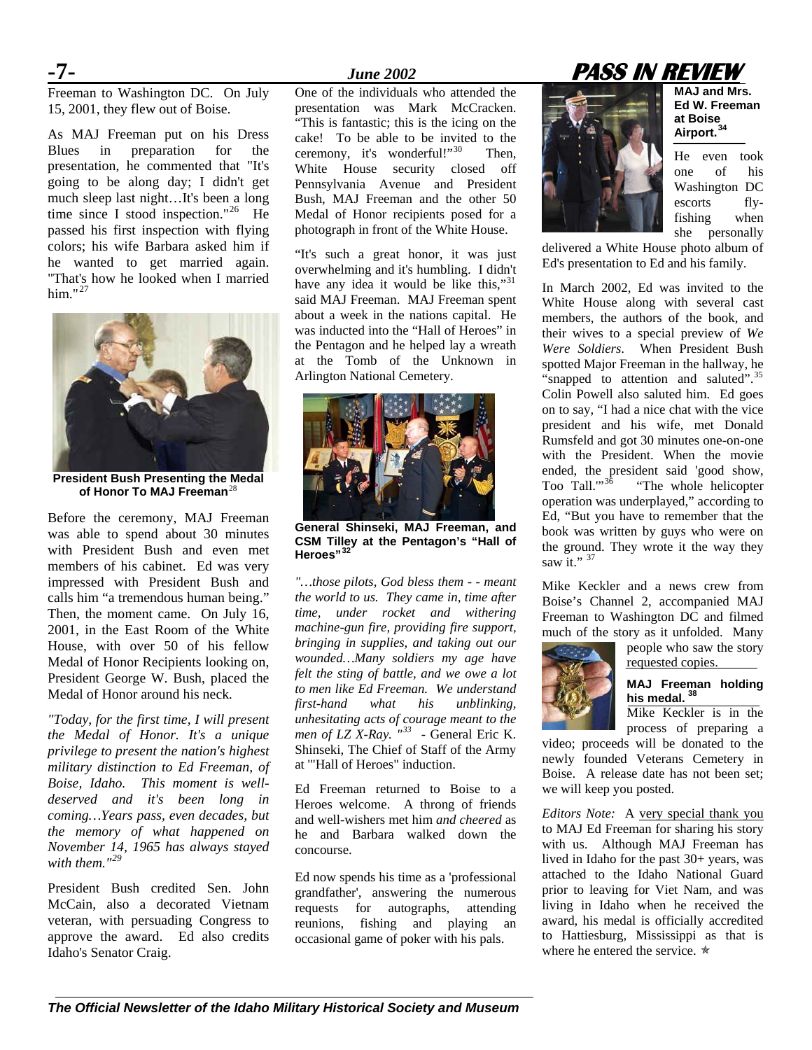Freeman to Washington DC. On July 15, 2001, they flew out of Boise.

As MAJ Freeman put on his Dress Blues in preparation for the presentation, he commented that "It's going to be along day; I didn't get much sleep last night…It's been a long time since I stood inspection."[26] He passed his first inspection with flying colors; his wife Barbara asked him if he wanted to get married again. "That's how he looked when I married him."[27]

**President Bush Presenting the Medal of Honor To MAJ Freeman**[28]

Before the ceremony, MAJ Freeman was able to spend about 30 minutes with President Bush and even met members of his cabinet. Ed was very impressed with President Bush and calls him "a tremendous human being." Then, the moment came. On July 16, 2001, in the East Room of the White House, with over 50 of his fellow Medal of Honor Recipients looking on, President George W. Bush, placed the Medal of Honor around his neck.

*"Today, for the first time, I will present the Medal of Honor. It's a unique privilege to present the nation's highest military distinction to Ed Freeman, of Boise, Idaho. This moment is well-deserved and it's been long in coming…Years pass, even decades, but the memory of what happened on November 14, 1965 has always stayed with them."*[29]

President Bush credited Sen. John McCain, also a decorated Vietnam veteran, with persuading Congress to approve the award. Ed also credits Idaho's Senator Craig.

One of the individuals who attended the presentation was Mark McCracken. "This is fantastic; this is the icing on the cake! To be able to be invited to the ceremony, it's wonderful!"[30] Then, White House security closed off Pennsylvania Avenue and President Bush, MAJ Freeman and the other 50 Medal of Honor recipients posed for a photograph in front of the White House.

"It's such a great honor, it was just overwhelming and it's humbling. I didn't have any idea it would be like this,"[31] said MAJ Freeman. MAJ Freeman spent about a week in the nations capital. He was inducted into the "Hall of Heroes" in the Pentagon and he helped lay a wreath at the Tomb of the Unknown in Arlington National Cemetery.

**General Shinseki, MAJ Freeman, and CSM Tilley at the Pentagon's "Hall of Heroes"**[32]

*"…those pilots, God bless them - - meant the world to us. They came in, time after time, under rocket and withering machine-gun fire, providing fire support, bringing in supplies, and taking out our wounded…Many soldiers my age have felt the sting of battle, and we owe a lot to men like Ed Freeman. We understand first-hand what his unblinking, unhesitating acts of courage meant to the men of LZ X-Ray. "*[33] - General Eric K. Shinseki, The Chief of Staff of the Army at "'Hall of Heroes" induction.

Ed Freeman returned to Boise to a Heroes welcome. A throng of friends and well-wishers met him *and cheered* as he and Barbara walked down the concourse.

Ed now spends his time as a 'professional grandfather', answering the numerous requests for autographs, attending reunions, fishing and playing an occasional game of poker with his pals.

**MAJ and Mrs. Ed W. Freeman at Boise Airport.**[34]

He even took one of his Washington DC escorts fly-fishing when she personally delivered a White House photo album of Ed's presentation to Ed and his family.

In March 2002, Ed was invited to the White House along with several cast members, the authors of the book, and their wives to a special preview of *We Were Soldiers*. When President Bush spotted Major Freeman in the hallway, he "snapped to attention and saluted".[35] Colin Powell also saluted him. Ed goes on to say, "I had a nice chat with the vice president and his wife, met Donald Rumsfeld and got 30 minutes one-on-one with the President. When the movie ended, the president said 'good show, Too Tall.'"[36] "The whole helicopter operation was underplayed," according to Ed, "But you have to remember that the book was written by guys who were on the ground. They wrote it the way they saw it." [37]

Mike Keckler and a news crew from Boise's Channel 2, accompanied MAJ Freeman to Washington DC and filmed much of the story as it unfolded. Many people who saw the story requested copies.

**MAJ Freeman holding his medal.** [38]

Mike Keckler is in the process of preparing a video; proceeds will be donated to the newly founded Veterans Cemetery in Boise. A release date has not been set; we will keep you posted.

*Editors Note:* A very special thank you to MAJ Ed Freeman for sharing his story with us. Although MAJ Freeman has lived in Idaho for the past 30+ years, was attached to the Idaho National Guard prior to leaving for Viet Nam, and was living in Idaho when he received the award, his medal is officially accredited to Hattiesburg, Mississippi as that is where he entered the service. ✯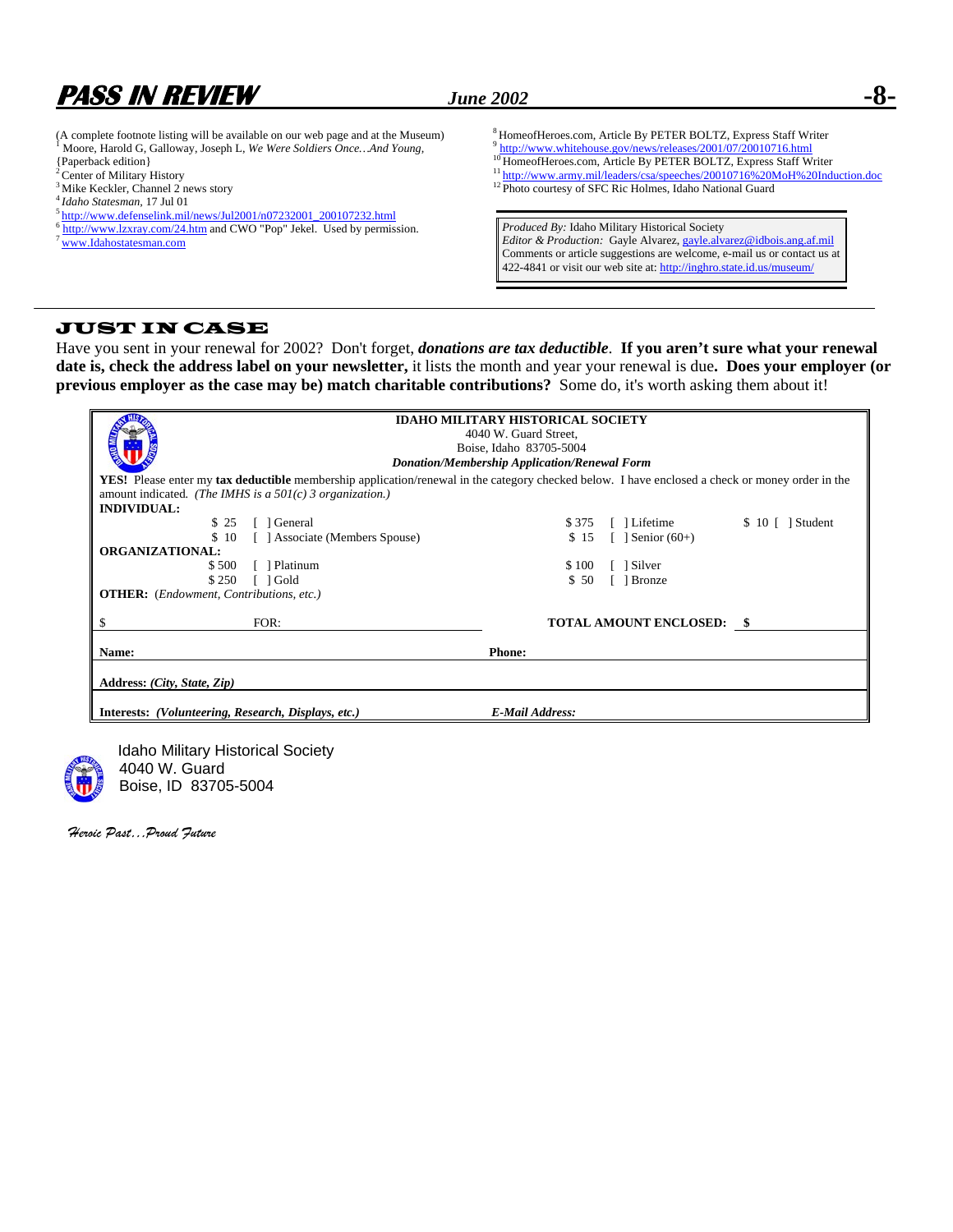(A complete footnote listing will be available on our web page and at the Museum)

[1] Moore, Harold G, Galloway, Joseph L, *We Were Soldiers Once…And Young,* {Paperback edition}

[2] Center of Military History

[3] Mike Keckler, Channel 2 news story

[4] *Idaho Statesman*, 17 Jul 01

[5] http://www.defenselink.mil/news/Jul2001/n07232001_200107232.html

[6] http://www.lzxray.com/24.htm and CWO "Pop" Jekel. Used by permission.

[7] www.Idahostatesman.com

[8] HomeofHeroes.com, Article By PETER BOLTZ, Express Staff Writer

[9] http://www.whitehouse.gov/news/releases/2001/07/20010716.html

[10] HomeofHeroes.com, Article By PETER BOLTZ, Express Staff Writer

[11] http://www.army.mil/leaders/csa/speeches/20010716%20MoH%20Induction.doc

[12] Photo courtesy of SFC Ric Holmes, Idaho National Guard

*Produced By:* Idaho Military Historical Society
*Editor & Production:* Gayle Alvarez, gayle.alvarez@idbois.ang.af.mil
Comments or article suggestions are welcome, e-mail us or contact us at 422-4841 or visit our web site at: http://inghro.state.id.us/museum/

## JUST IN CASE

Have you sent in your renewal for 2002? Don't forget, ***donations are tax deductible***. **If you aren't sure what your renewal date is, check the address label on your newsletter,** it lists the month and year your renewal is due**. Does your employer (or previous employer as the case may be) match charitable contributions?** Some do, it's worth asking them about it!

**IDAHO MILITARY HISTORICAL SOCIETY**
4040 W. Guard Street,
Boise, Idaho 83705-5004
***Donation/Membership Application/Renewal Form***

**YES!** Please enter my **tax deductible** membership application/renewal in the category checked below. I have enclosed a check or money order in the amount indicated. *(The IMHS is a 501(c) 3 organization.)*

**INDIVIDUAL:**

| | | |
|---|---|---|
| $ 25 [ ] General | $ 375 [ ] Lifetime | $ 10 [ ] Student |
| $ 10 [ ] Associate (Members Spouse) | $ 15 [ ] Senior (60+) | |

**ORGANIZATIONAL:**

| | |
|---|---|
| $ 500 [ ] Platinum | $ 100 [ ] Silver |
| $ 250 [ ] Gold | $ 50 [ ] Bronze |

**OTHER:** *(Endowment, Contributions, etc.)*

$ FOR: **TOTAL AMOUNT ENCLOSED: $**

**Name:** **Phone:**

**Address:** ***(City, State, Zip)***

**Interests:** ***(Volunteering, Research, Displays, etc.)*** ***E-Mail Address:***

Idaho Military Historical Society
4040 W. Guard
Boise, ID 83705-5004

*Heroic Past…Proud Future*